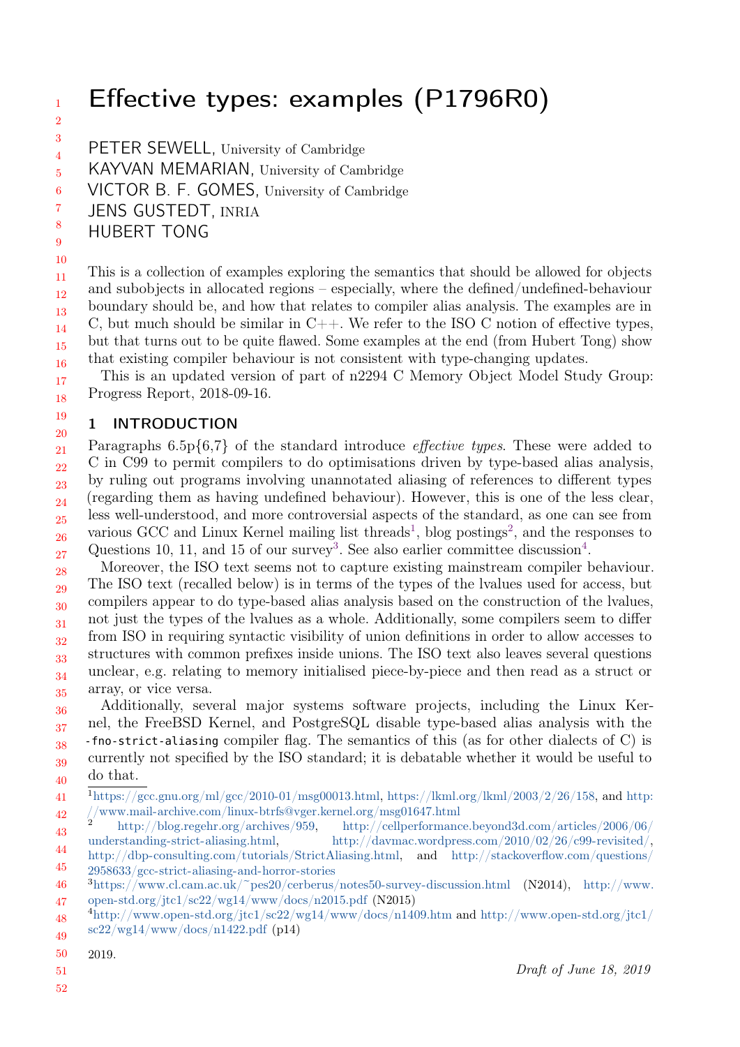# Effective types: examples (P1796R0)

PETER SEWELL, University of Cambridge
KAYVAN MEMARIAN, University of Cambridge
VICTOR B. F. GOMES, University of Cambridge
JENS GUSTEDT, INRIA
HUBERT TONG

This is a collection of examples exploring the semantics that should be allowed for objects and subobjects in allocated regions – especially, where the defined/undefined-behaviour boundary should be, and how that relates to compiler alias analysis. The examples are in C, but much should be similar in C++. We refer to the ISO C notion of effective types, but that turns out to be quite flawed. Some examples at the end (from Hubert Tong) show that existing compiler behaviour is not consistent with type-changing updates.

This is an updated version of part of n2294 C Memory Object Model Study Group: Progress Report, 2018-09-16.

## 1 INTRODUCTION

Paragraphs 6.5p{6,7} of the standard introduce *effective types*. These were added to C in C99 to permit compilers to do optimisations driven by type-based alias analysis, by ruling out programs involving unannotated aliasing of references to different types (regarding them as having undefined behaviour). However, this is one of the less clear, less well-understood, and more controversial aspects of the standard, as one can see from various GCC and Linux Kernel mailing list threads[1], blog postings[2], and the responses to Questions 10, 11, and 15 of our survey[3]. See also earlier committee discussion[4].

Moreover, the ISO text seems not to capture existing mainstream compiler behaviour. The ISO text (recalled below) is in terms of the types of the lvalues used for access, but compilers appear to do type-based alias analysis based on the construction of the lvalues, not just the types of the lvalues as a whole. Additionally, some compilers seem to differ from ISO in requiring syntactic visibility of union definitions in order to allow accesses to structures with common prefixes inside unions. The ISO text also leaves several questions unclear, e.g. relating to memory initialised piece-by-piece and then read as a struct or array, or vice versa.

Additionally, several major systems software projects, including the Linux Kernel, the FreeBSD Kernel, and PostgreSQL disable type-based alias analysis with the `-fno-strict-aliasing` compiler flag. The semantics of this (as for other dialects of C) is currently not specified by the ISO standard; it is debatable whether it would be useful to do that.

[1] https://gcc.gnu.org/ml/gcc/2010-01/msg00013.html, https://lkml.org/lkml/2003/2/26/158, and http://www.mail-archive.com/linux-btrfs@vger.kernel.org/msg01647.html

[2] http://blog.regehr.org/archives/959, http://cellperformance.beyond3d.com/articles/2006/06/understanding-strict-aliasing.html, http://davmac.wordpress.com/2010/02/26/c99-revisited/, http://dbp-consulting.com/tutorials/StrictAliasing.html, and http://stackoverflow.com/questions/2958633/gcc-strict-aliasing-and-horror-stories

[3] https://www.cl.cam.ac.uk/~pes20/cerberus/notes50-survey-discussion.html (N2014), http://www.open-std.org/jtc1/sc22/wg14/www/docs/n2015.pdf (N2015)

[4] http://www.open-std.org/jtc1/sc22/wg14/www/docs/n1409.htm and http://www.open-std.org/jtc1/sc22/wg14/www/docs/n1422.pdf (p14)

2019.

Draft of June 18, 2019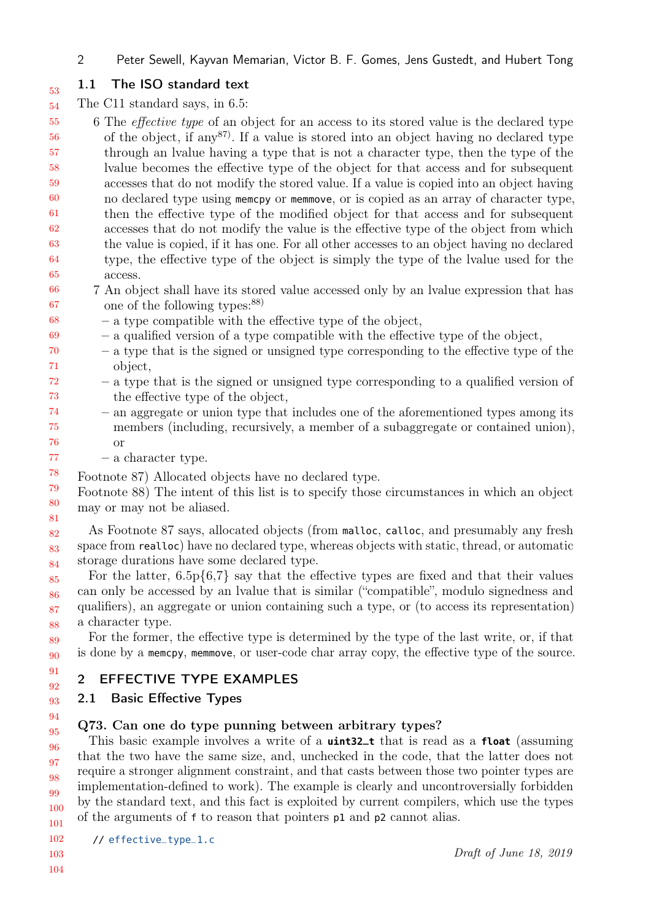### 1.1 The ISO standard text

The C11 standard says, in 6.5:

6 The *effective type* of an object for an access to its stored value is the declared type of the object, if any[87]. If a value is stored into an object having no declared type through an lvalue having a type that is not a character type, then the type of the lvalue becomes the effective type of the object for that access and for subsequent accesses that do not modify the stored value. If a value is copied into an object having no declared type using `memcpy` or `memmove`, or is copied as an array of character type, then the effective type of the modified object for that access and for subsequent accesses that do not modify the value is the effective type of the object from which the value is copied, if it has one. For all other accesses to an object having no declared type, the effective type of the object is simply the type of the lvalue used for the access.

7 An object shall have its stored value accessed only by an lvalue expression that has one of the following types:[88]

- a type compatible with the effective type of the object,
- a qualified version of a type compatible with the effective type of the object,
- a type that is the signed or unsigned type corresponding to the effective type of the object,
- a type that is the signed or unsigned type corresponding to a qualified version of the effective type of the object,
- an aggregate or union type that includes one of the aforementioned types among its members (including, recursively, a member of a subaggregate or contained union), or
- a character type.

Footnote 87) Allocated objects have no declared type.
Footnote 88) The intent of this list is to specify those circumstances in which an object may or may not be aliased.

As Footnote 87 says, allocated objects (from `malloc`, `calloc`, and presumably any fresh space from `realloc`) have no declared type, whereas objects with static, thread, or automatic storage durations have some declared type.

For the latter, 6.5p{6,7} say that the effective types are fixed and that their values can only be accessed by an lvalue that is similar ("compatible", modulo signedness and qualifiers), an aggregate or union containing such a type, or (to access its representation) a character type.

For the former, the effective type is determined by the type of the last write, or, if that is done by a `memcpy`, `memmove`, or user-code char array copy, the effective type of the source.

## 2 EFFECTIVE TYPE EXAMPLES

### 2.1 Basic Effective Types

**Q73. Can one do type punning between arbitrary types?**

This basic example involves a write of a **`uint32_t`** that is read as a **`float`** (assuming that the two have the same size, and, unchecked in the code, that the latter does not require a stronger alignment constraint, and that casts between those two pointer types are implementation-defined to work). The example is clearly and uncontroversially forbidden by the standard text, and this fact is exploited by current compilers, which use the types of the arguments of `f` to reason that pointers `p1` and `p2` cannot alias.

```
// effective_type_1.c
```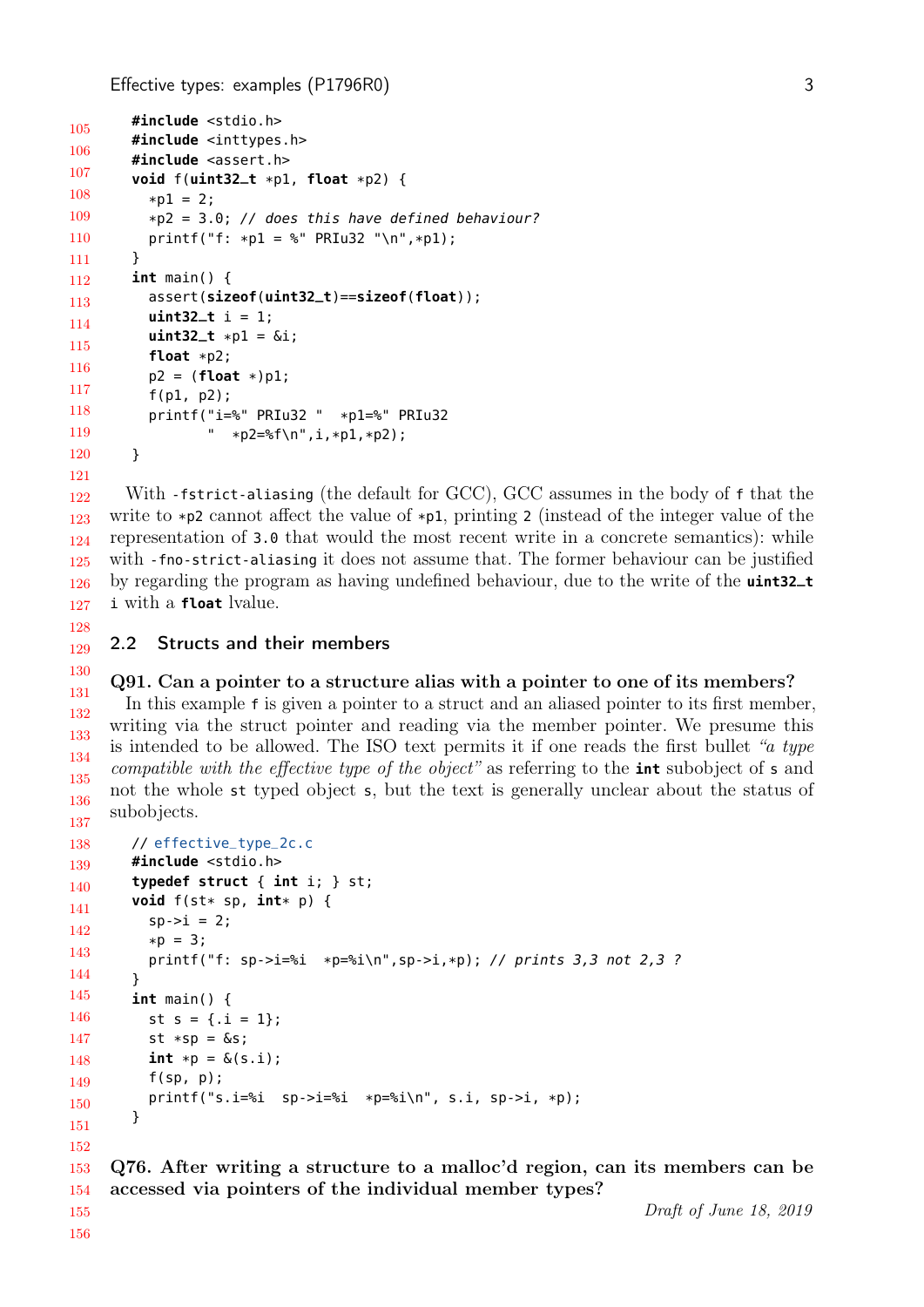```c
#include <stdio.h>
#include <inttypes.h>
#include <assert.h>
void f(uint32_t *p1, float *p2) {
  *p1 = 2;
  *p2 = 3.0; // does this have defined behaviour?
  printf("f: *p1 = %" PRIu32 "\n",*p1);
}
int main() {
  assert(sizeof(uint32_t)==sizeof(float));
  uint32_t i = 1;
  uint32_t *p1 = &i;
  float *p2;
  p2 = (float *)p1;
  f(p1, p2);
  printf("i=%" PRIu32 "  *p1=%" PRIu32
         "  *p2=%f\n",i,*p1,*p2);
}
```

With `-fstrict-aliasing` (the default for GCC), GCC assumes in the body of `f` that the write to `*p2` cannot affect the value of `*p1`, printing `2` (instead of the integer value of the representation of `3.0` that would the most recent write in a concrete semantics): while with `-fno-strict-aliasing` it does not assume that. The former behaviour can be justified by regarding the program as having undefined behaviour, due to the write of the **`uint32_t`** `i` with a **`float`** lvalue.

## 2.2 Structs and their members

**Q91. Can a pointer to a structure alias with a pointer to one of its members?**

In this example `f` is given a pointer to a struct and an aliased pointer to its first member, writing via the struct pointer and reading via the member pointer. We presume this is intended to be allowed. The ISO text permits it if one reads the first bullet *"a type compatible with the effective type of the object"* as referring to the **`int`** subobject of `s` and not the whole `st` typed object `s`, but the text is generally unclear about the status of subobjects.

```c
// effective_type_2c.c
#include <stdio.h>
typedef struct { int i; } st;
void f(st* sp, int* p) {
  sp->i = 2;
  *p = 3;
  printf("f: sp->i=%i  *p=%i\n",sp->i,*p); // prints 3,3 not 2,3 ?
}
int main() {
  st s = {.i = 1};
  st *sp = &s;
  int *p = &(s.i);
  f(sp, p);
  printf("s.i=%i  sp->i=%i  *p=%i\n", s.i, sp->i, *p);
}
```

**Q76. After writing a structure to a malloc'd region, can its members can be accessed via pointers of the individual member types?**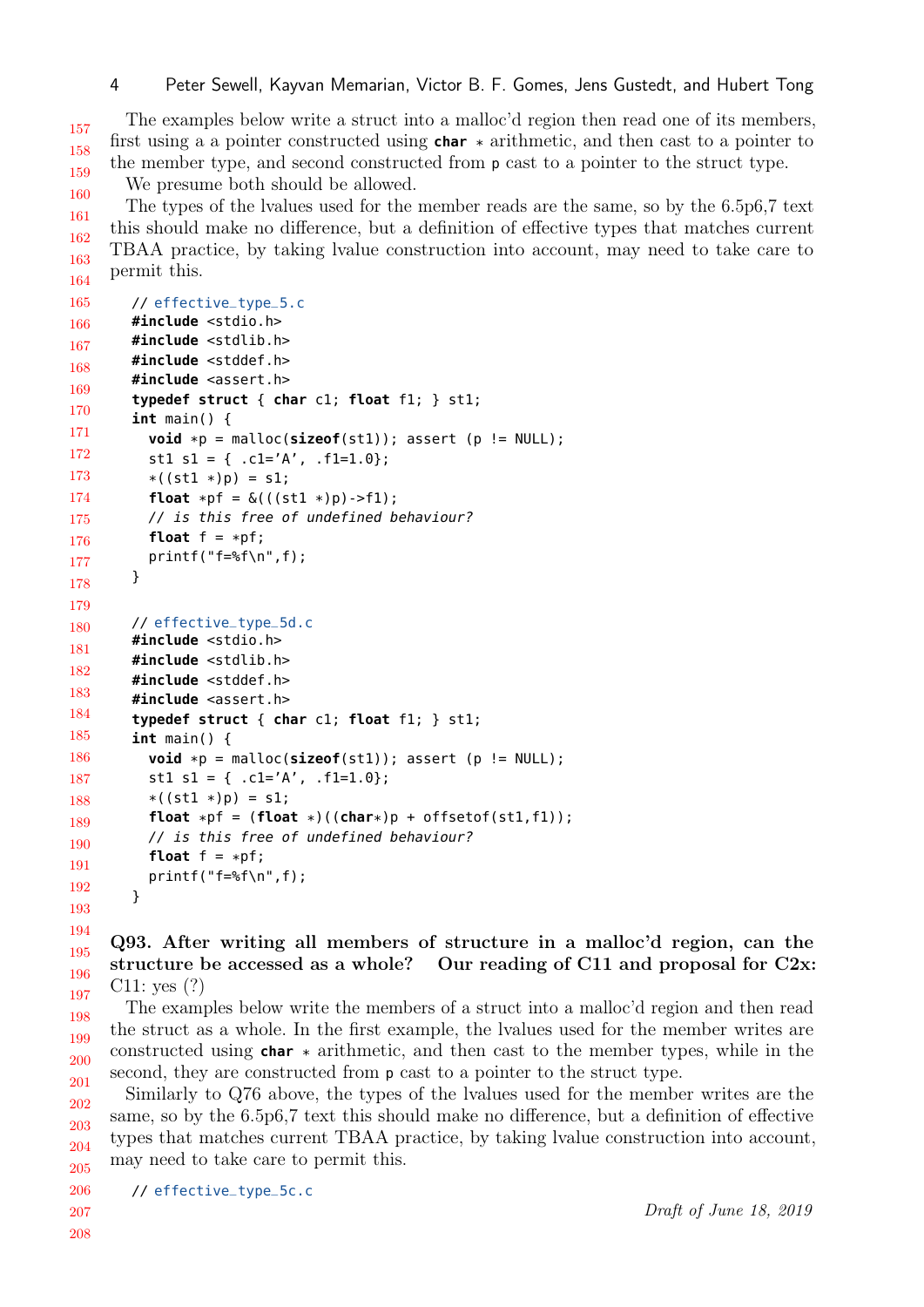The examples below write a struct into a malloc'd region then read one of its members, first using a a pointer constructed using **char** * arithmetic, and then cast to a pointer to the member type, and second constructed from p cast to a pointer to the struct type.

We presume both should be allowed.

The types of the lvalues used for the member reads are the same, so by the 6.5p6,7 text this should make no difference, but a definition of effective types that matches current TBAA practice, by taking lvalue construction into account, may need to take care to permit this.

```
// effective_type_5.c
#include <stdio.h>
#include <stdlib.h>
#include <stddef.h>
#include <assert.h>
typedef struct { char c1; float f1; } st1;
int main() {
  void *p = malloc(sizeof(st1)); assert (p != NULL);
  st1 s1 = { .c1='A', .f1=1.0};
  *((st1 *)p) = s1;
  float *pf = &(((st1 *)p)->f1);
  // is this free of undefined behaviour?
  float f = *pf;
  printf("f=%f\n",f);
}
```

```
// effective_type_5d.c
#include <stdio.h>
#include <stdlib.h>
#include <stddef.h>
#include <assert.h>
typedef struct { char c1; float f1; } st1;
int main() {
  void *p = malloc(sizeof(st1)); assert (p != NULL);
  st1 s1 = { .c1='A', .f1=1.0};
  *((st1 *)p) = s1;
  float *pf = (float *)((char*)p + offsetof(st1,f1));
  // is this free of undefined behaviour?
  float f = *pf;
  printf("f=%f\n",f);
}
```

**Q93. After writing all members of structure in a malloc'd region, can the structure be accessed as a whole? Our reading of C11 and proposal for C2x:** C11: yes (?)

The examples below write the members of a struct into a malloc'd region and then read the struct as a whole. In the first example, the lvalues used for the member writes are constructed using **char** * arithmetic, and then cast to the member types, while in the second, they are constructed from p cast to a pointer to the struct type.

Similarly to Q76 above, the types of the lvalues used for the member writes are the same, so by the 6.5p6,7 text this should make no difference, but a definition of effective types that matches current TBAA practice, by taking lvalue construction into account, may need to take care to permit this.

```
// effective_type_5c.c
```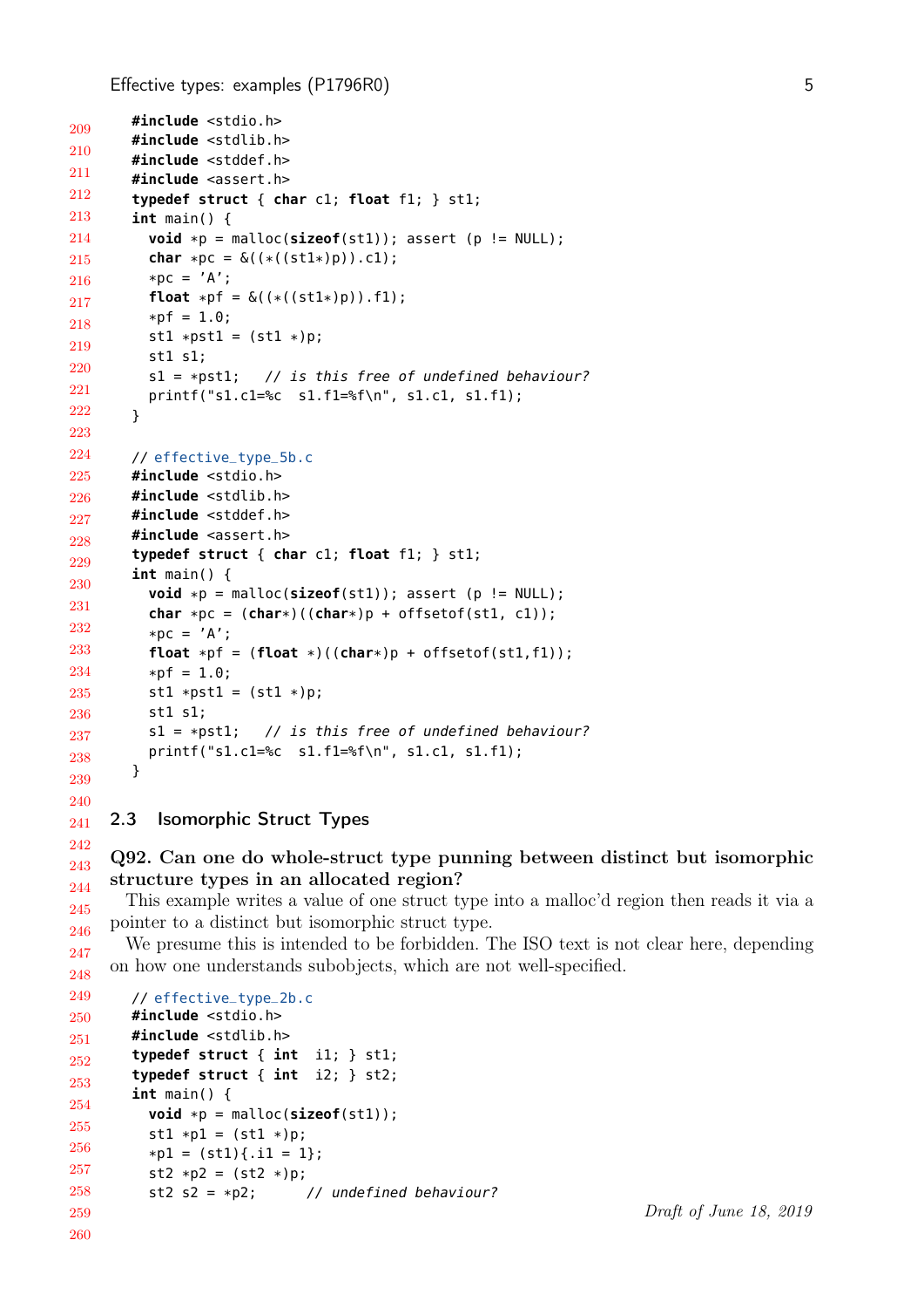```c
#include <stdio.h>
#include <stdlib.h>
#include <stddef.h>
#include <assert.h>
typedef struct { char c1; float f1; } st1;
int main() {
  void *p = malloc(sizeof(st1)); assert (p != NULL);
  char *pc = &((*((st1*)p)).c1);
  *pc = 'A';
  float *pf = &((*((st1*)p)).f1);
  *pf = 1.0;
  st1 *pst1 = (st1 *)p;
  st1 s1;
  s1 = *pst1;   // is this free of undefined behaviour?
  printf("s1.c1=%c  s1.f1=%f\n", s1.c1, s1.f1);
}
```

```c
// effective_type_5b.c
#include <stdio.h>
#include <stdlib.h>
#include <stddef.h>
#include <assert.h>
typedef struct { char c1; float f1; } st1;
int main() {
  void *p = malloc(sizeof(st1)); assert (p != NULL);
  char *pc = (char*)((char*)p + offsetof(st1, c1));
  *pc = 'A';
  float *pf = (float *)((char*)p + offsetof(st1,f1));
  *pf = 1.0;
  st1 *pst1 = (st1 *)p;
  st1 s1;
  s1 = *pst1;   // is this free of undefined behaviour?
  printf("s1.c1=%c  s1.f1=%f\n", s1.c1, s1.f1);
}
```

### 2.3 Isomorphic Struct Types

**Q92. Can one do whole-struct type punning between distinct but isomorphic structure types in an allocated region?**

This example writes a value of one struct type into a malloc'd region then reads it via a pointer to a distinct but isomorphic struct type.

We presume this is intended to be forbidden. The ISO text is not clear here, depending on how one understands subobjects, which are not well-specified.

```c
// effective_type_2b.c
#include <stdio.h>
#include <stdlib.h>
typedef struct { int  i1; } st1;
typedef struct { int  i2; } st2;
int main() {
  void *p = malloc(sizeof(st1));
  st1 *p1 = (st1 *)p;
  *p1 = (st1){.i1 = 1};
  st2 *p2 = (st2 *)p;
  st2 s2 = *p2;      // undefined behaviour?
```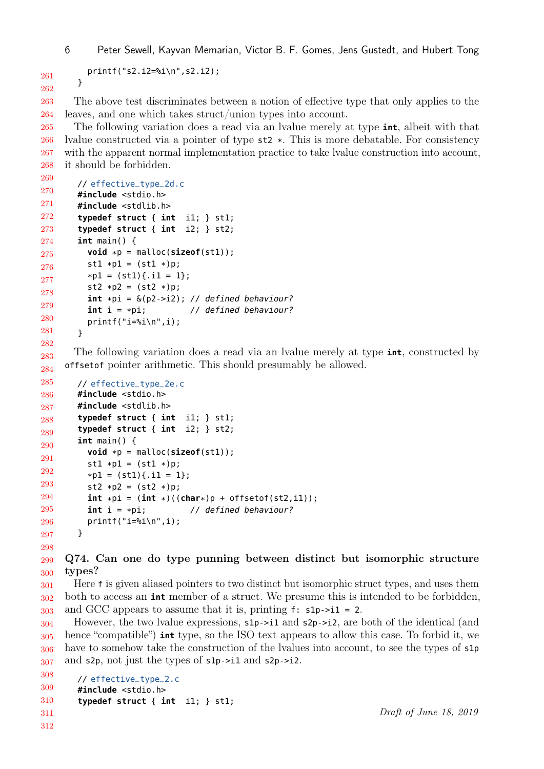```
  printf("s2.i2=%i\n",s2.i2);
}
```

The above test discriminates between a notion of effective type that only applies to the leaves, and one which takes struct/union types into account.

The following variation does a read via an lvalue merely at type **int**, albeit with that lvalue constructed via a pointer of type `st2 *`. This is more debatable. For consistency with the apparent normal implementation practice to take lvalue construction into account, it should be forbidden.

```
// effective_type_2d.c
#include <stdio.h>
#include <stdlib.h>
typedef struct { int  i1; } st1;
typedef struct { int  i2; } st2;
int main() {
  void *p = malloc(sizeof(st1));
  st1 *p1 = (st1 *)p;
  *p1 = (st1){.i1 = 1};
  st2 *p2 = (st2 *)p;
  int *pi = &(p2->i2); // defined behaviour?
  int i = *pi;         // defined behaviour?
  printf("i=%i\n",i);
}
```

The following variation does a read via an lvalue merely at type **int**, constructed by `offsetof` pointer arithmetic. This should presumably be allowed.

```
// effective_type_2e.c
#include <stdio.h>
#include <stdlib.h>
typedef struct { int  i1; } st1;
typedef struct { int  i2; } st2;
int main() {
  void *p = malloc(sizeof(st1));
  st1 *p1 = (st1 *)p;
  *p1 = (st1){.i1 = 1};
  st2 *p2 = (st2 *)p;
  int *pi = (int *)((char*)p + offsetof(st2,i1));
  int i = *pi;         // defined behaviour?
  printf("i=%i\n",i);
}
```

**Q74. Can one do type punning between distinct but isomorphic structure types?**

Here `f` is given aliased pointers to two distinct but isomorphic struct types, and uses them both to access an **int** member of a struct. We presume this is intended to be forbidden, and GCC appears to assume that it is, printing `f: s1p->i1 = 2`.

However, the two lvalue expressions, `s1p->i1` and `s2p->i2`, are both of the identical (and hence "compatible") **int** type, so the ISO text appears to allow this case. To forbid it, we have to somehow take the construction of the lvalues into account, to see the types of `s1p` and `s2p`, not just the types of `s1p->i1` and `s2p->i2`.

```
// effective_type_2.c
#include <stdio.h>
typedef struct { int  i1; } st1;
```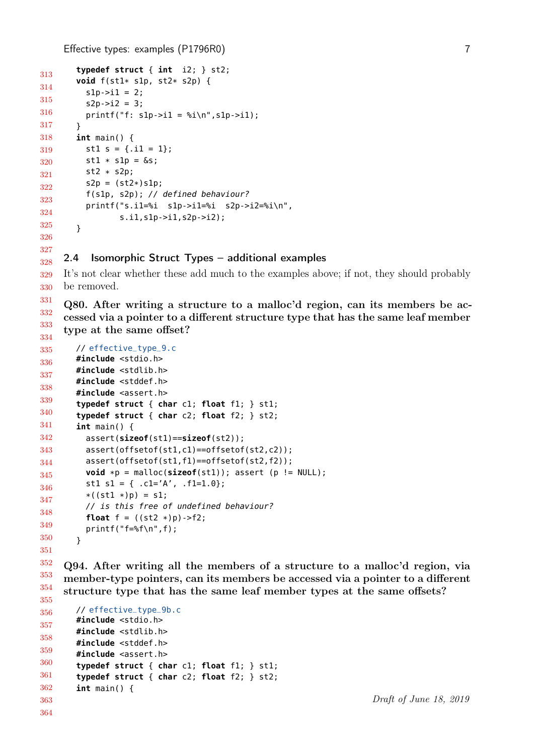```
typedef struct { int  i2; } st2;
void f(st1* s1p, st2* s2p) {
  s1p->i1 = 2;
  s2p->i2 = 3;
  printf("f: s1p->i1 = %i\n",s1p->i1);
}
int main() {
  st1 s = {.i1 = 1};
  st1 * s1p = &s;
  st2 * s2p;
  s2p = (st2*)s1p;
  f(s1p, s2p); // defined behaviour?
  printf("s.i1=%i  s1p->i1=%i  s2p->i2=%i\n",
         s.i1,s1p->i1,s2p->i2);
}
```

## 2.4 Isomorphic Struct Types – additional examples

It's not clear whether these add much to the examples above; if not, they should probably be removed.

**Q80. After writing a structure to a malloc'd region, can its members be accessed via a pointer to a different structure type that has the same leaf member type at the same offset?**

```
// effective_type_9.c
#include <stdio.h>
#include <stdlib.h>
#include <stddef.h>
#include <assert.h>
typedef struct { char c1; float f1; } st1;
typedef struct { char c2; float f2; } st2;
int main() {
  assert(sizeof(st1)==sizeof(st2));
  assert(offsetof(st1,c1)==offsetof(st2,c2));
  assert(offsetof(st1,f1)==offsetof(st2,f2));
  void *p = malloc(sizeof(st1)); assert (p != NULL);
  st1 s1 = { .c1='A', .f1=1.0};
  *((st1 *)p) = s1;
  // is this free of undefined behaviour?
  float f = ((st2 *)p)->f2;
  printf("f=%f\n",f);
}
```

**Q94. After writing all the members of a structure to a malloc'd region, via member-type pointers, can its members be accessed via a pointer to a different structure type that has the same leaf member types at the same offsets?**

```
// effective_type_9b.c
#include <stdio.h>
#include <stdlib.h>
#include <stddef.h>
#include <assert.h>
typedef struct { char c1; float f1; } st1;
typedef struct { char c2; float f2; } st2;
int main() {
```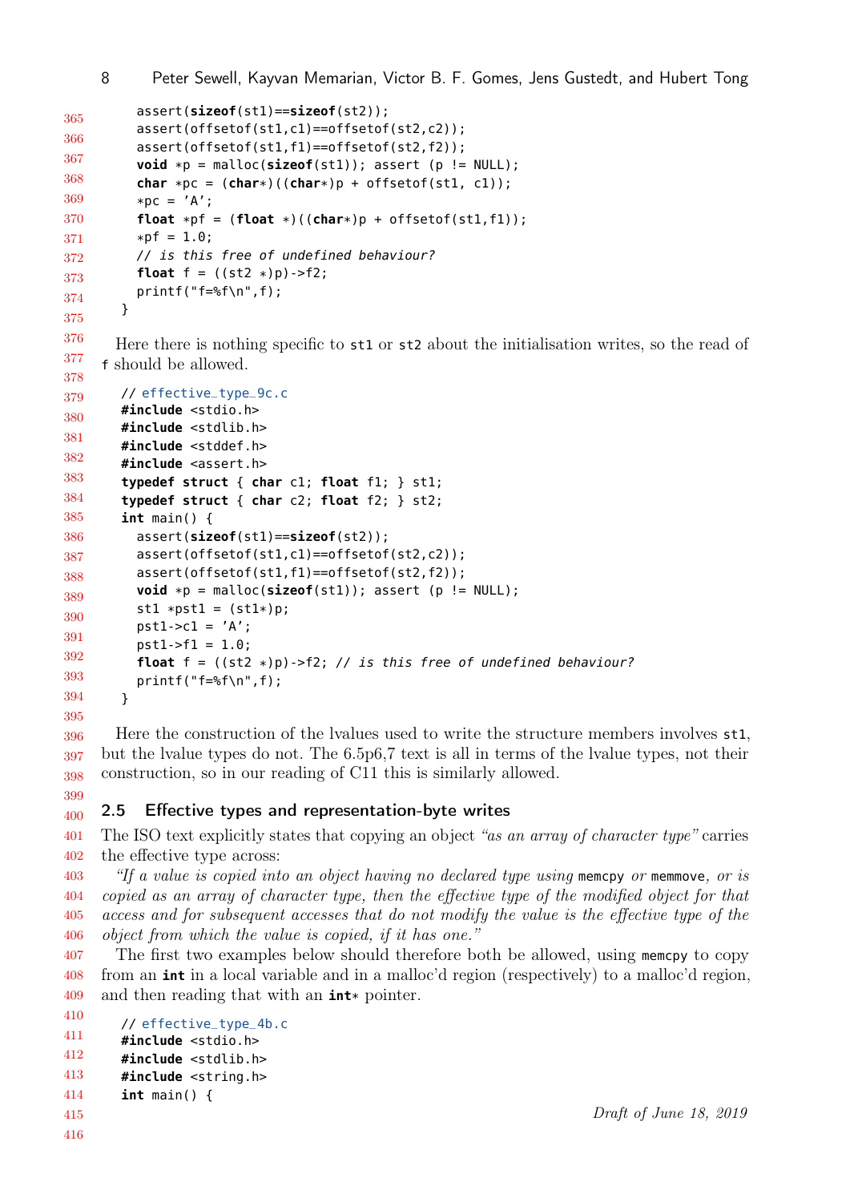```c
  assert(sizeof(st1)==sizeof(st2));
  assert(offsetof(st1,c1)==offsetof(st2,c2));
  assert(offsetof(st1,f1)==offsetof(st2,f2));
  void *p = malloc(sizeof(st1)); assert (p != NULL);
  char *pc = (char*)((char*)p + offsetof(st1, c1));
  *pc = 'A';
  float *pf = (float *)((char*)p + offsetof(st1,f1));
  *pf = 1.0;
  // is this free of undefined behaviour?
  float f = ((st2 *)p)->f2;
  printf("f=%f\n",f);
}
```

Here there is nothing specific to `st1` or `st2` about the initialisation writes, so the read of `f` should be allowed.

```c
// effective_type_9c.c
#include <stdio.h>
#include <stdlib.h>
#include <stddef.h>
#include <assert.h>
typedef struct { char c1; float f1; } st1;
typedef struct { char c2; float f2; } st2;
int main() {
  assert(sizeof(st1)==sizeof(st2));
  assert(offsetof(st1,c1)==offsetof(st2,c2));
  assert(offsetof(st1,f1)==offsetof(st2,f2));
  void *p = malloc(sizeof(st1)); assert (p != NULL);
  st1 *pst1 = (st1*)p;
  pst1->c1 = 'A';
  pst1->f1 = 1.0;
  float f = ((st2 *)p)->f2; // is this free of undefined behaviour?
  printf("f=%f\n",f);
}
```

Here the construction of the lvalues used to write the structure members involves `st1`, but the lvalue types do not. The 6.5p6,7 text is all in terms of the lvalue types, not their construction, so in our reading of C11 this is similarly allowed.

## 2.5 Effective types and representation-byte writes

The ISO text explicitly states that copying an object *"as an array of character type"* carries the effective type across:

*"If a value is copied into an object having no declared type using* `memcpy` *or* `memmove`*, or is copied as an array of character type, then the effective type of the modified object for that access and for subsequent accesses that do not modify the value is the effective type of the object from which the value is copied, if it has one."*

The first two examples below should therefore both be allowed, using `memcpy` to copy from an **int** in a local variable and in a malloc'd region (respectively) to a malloc'd region, and then reading that with an **int*** pointer.

```c
// effective_type_4b.c
#include <stdio.h>
#include <stdlib.h>
#include <string.h>
int main() {
```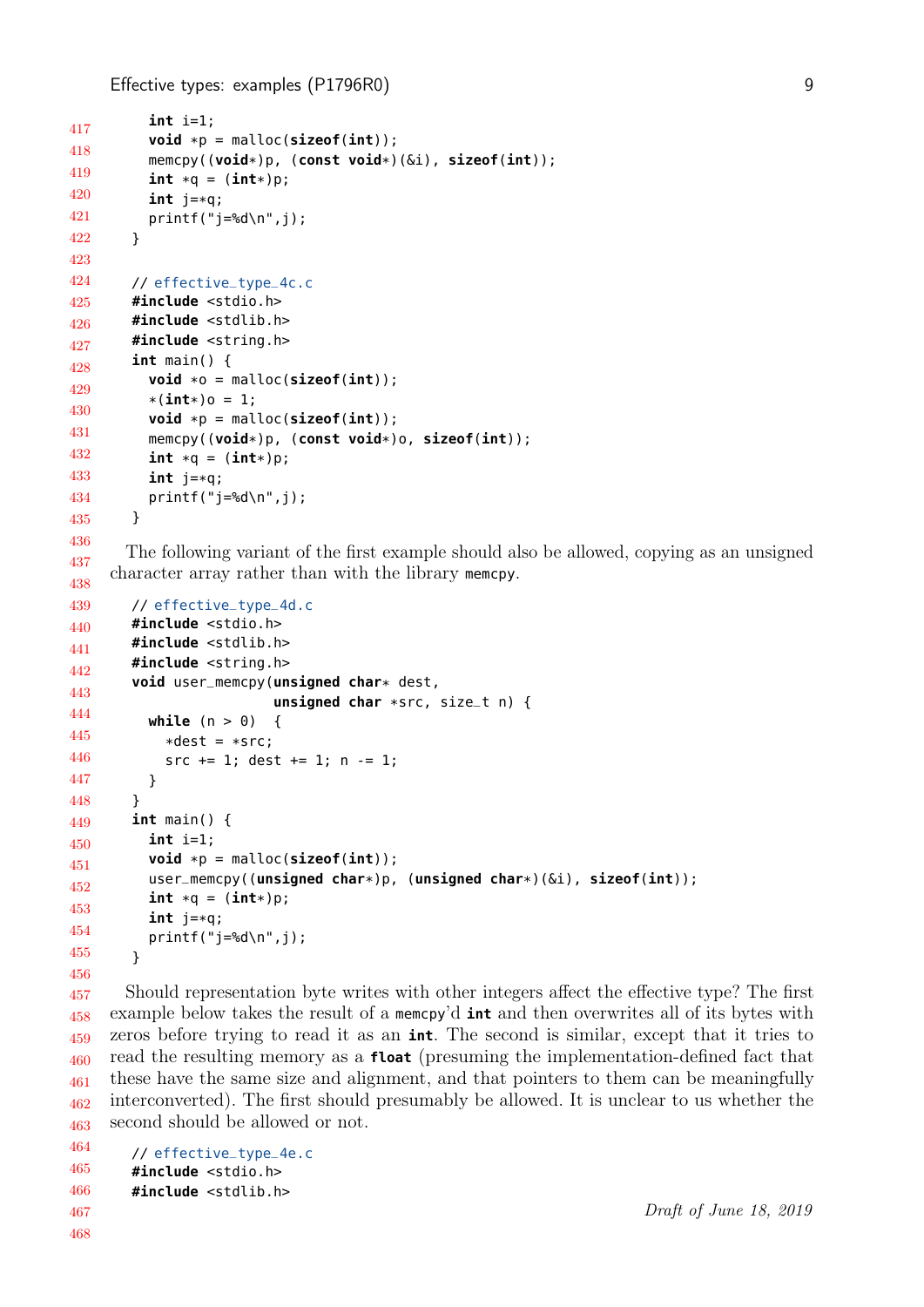```
  int i=1;
  void *p = malloc(sizeof(int));
  memcpy((void*)p, (const void*)(&i), sizeof(int));
  int *q = (int*)p;
  int j=*q;
  printf("j=%d\n",j);
}
```

```
// effective_type_4c.c
#include <stdio.h>
#include <stdlib.h>
#include <string.h>
int main() {
  void *o = malloc(sizeof(int));
  *(int*)o = 1;
  void *p = malloc(sizeof(int));
  memcpy((void*)p, (const void*)o, sizeof(int));
  int *q = (int*)p;
  int j=*q;
  printf("j=%d\n",j);
}
```

The following variant of the first example should also be allowed, copying as an unsigned character array rather than with the library `memcpy`.

```
// effective_type_4d.c
#include <stdio.h>
#include <stdlib.h>
#include <string.h>
void user_memcpy(unsigned char* dest,
                 unsigned char *src, size_t n) {
  while (n > 0)  {
    *dest = *src;
    src += 1; dest += 1; n -= 1;
  }
}
int main() {
  int i=1;
  void *p = malloc(sizeof(int));
  user_memcpy((unsigned char*)p, (unsigned char*)(&i), sizeof(int));
  int *q = (int*)p;
  int j=*q;
  printf("j=%d\n",j);
}
```

Should representation byte writes with other integers affect the effective type? The first example below takes the result of a `memcpy`'d **`int`** and then overwrites all of its bytes with zeros before trying to read it as an **`int`**. The second is similar, except that it tries to read the resulting memory as a **`float`** (presuming the implementation-defined fact that these have the same size and alignment, and that pointers to them can be meaningfully interconverted). The first should presumably be allowed. It is unclear to us whether the second should be allowed or not.

```
// effective_type_4e.c
#include <stdio.h>
#include <stdlib.h>
```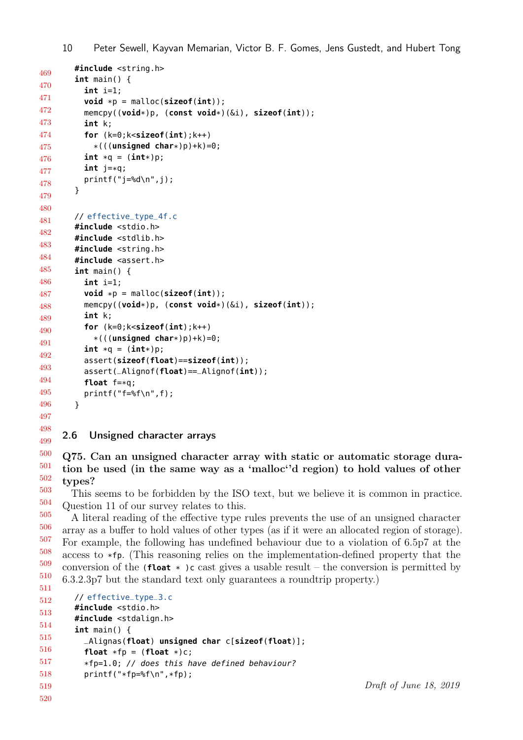```c
#include <string.h>
int main() {
  int i=1;
  void *p = malloc(sizeof(int));
  memcpy((void*)p, (const void*)(&i), sizeof(int));
  int k;
  for (k=0;k<sizeof(int);k++)
    *(((unsigned char*)p)+k)=0;
  int *q = (int*)p;
  int j=*q;
  printf("j=%d\n",j);
}
```

```c
// effective_type_4f.c
#include <stdio.h>
#include <stdlib.h>
#include <string.h>
#include <assert.h>
int main() {
  int i=1;
  void *p = malloc(sizeof(int));
  memcpy((void*)p, (const void*)(&i), sizeof(int));
  int k;
  for (k=0;k<sizeof(int);k++)
    *(((unsigned char*)p)+k)=0;
  int *q = (int*)p;
  assert(sizeof(float)==sizeof(int));
  assert(_Alignof(float)==_Alignof(int));
  float f=*q;
  printf("f=%f\n",f);
}
```

## 2.6 Unsigned character arrays

**Q75. Can an unsigned character array with static or automatic storage duration be used (in the same way as a 'malloc''d region) to hold values of other types?**

This seems to be forbidden by the ISO text, but we believe it is common in practice. Question 11 of our survey relates to this.

A literal reading of the effective type rules prevents the use of an unsigned character array as a buffer to hold values of other types (as if it were an allocated region of storage). For example, the following has undefined behaviour due to a violation of 6.5p7 at the access to `*fp`. (This reasoning relies on the implementation-defined property that the conversion of the `(float * )c` cast gives a usable result – the conversion is permitted by 6.3.2.3p7 but the standard text only guarantees a roundtrip property.)

```c
// effective_type_3.c
#include <stdio.h>
#include <stdalign.h>
int main() {
  _Alignas(float) unsigned char c[sizeof(float)];
  float *fp = (float *)c;
  *fp=1.0; // does this have defined behaviour?
  printf("*fp=%f\n",*fp);
```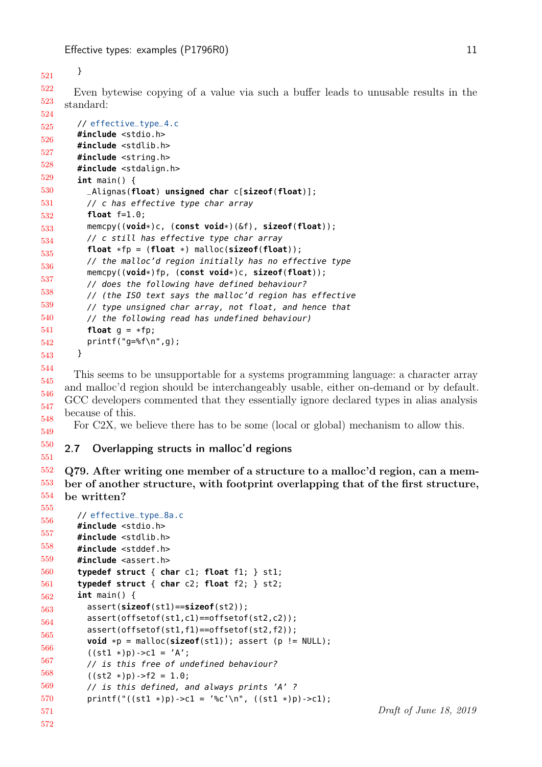```
}
```

Even bytewise copying of a value via such a buffer leads to unusable results in the standard:

```
// effective_type_4.c
#include <stdio.h>
#include <stdlib.h>
#include <string.h>
#include <stdalign.h>
int main() {
  _Alignas(float) unsigned char c[sizeof(float)];
  // c has effective type char array
  float f=1.0;
  memcpy((void*)c, (const void*)(&f), sizeof(float));
  // c still has effective type char array
  float *fp = (float *) malloc(sizeof(float));
  // the malloc'd region initially has no effective type
  memcpy((void*)fp, (const void*)c, sizeof(float));
  // does the following have defined behaviour?
  // (the ISO text says the malloc'd region has effective
  // type unsigned char array, not float, and hence that
  // the following read has undefined behaviour)
  float g = *fp;
  printf("g=%f\n",g);
}
```

This seems to be unsupportable for a systems programming language: a character array and malloc'd region should be interchangeably usable, either on-demand or by default. GCC developers commented that they essentially ignore declared types in alias analysis because of this.

For C2X, we believe there has to be some (local or global) mechanism to allow this.

## 2.7 Overlapping structs in malloc'd regions

**Q79. After writing one member of a structure to a malloc'd region, can a member of another structure, with footprint overlapping that of the first structure, be written?**

```
// effective_type_8a.c
#include <stdio.h>
#include <stdlib.h>
#include <stddef.h>
#include <assert.h>
typedef struct { char c1; float f1; } st1;
typedef struct { char c2; float f2; } st2;
int main() {
  assert(sizeof(st1)==sizeof(st2));
  assert(offsetof(st1,c1)==offsetof(st2,c2));
  assert(offsetof(st1,f1)==offsetof(st2,f2));
  void *p = malloc(sizeof(st1)); assert (p != NULL);
  ((st1 *)p)->c1 = 'A';
  // is this free of undefined behaviour?
  ((st2 *)p)->f2 = 1.0;
  // is this defined, and always prints 'A' ?
  printf("((st1 *)p)->c1 = '%c'\n", ((st1 *)p)->c1);
```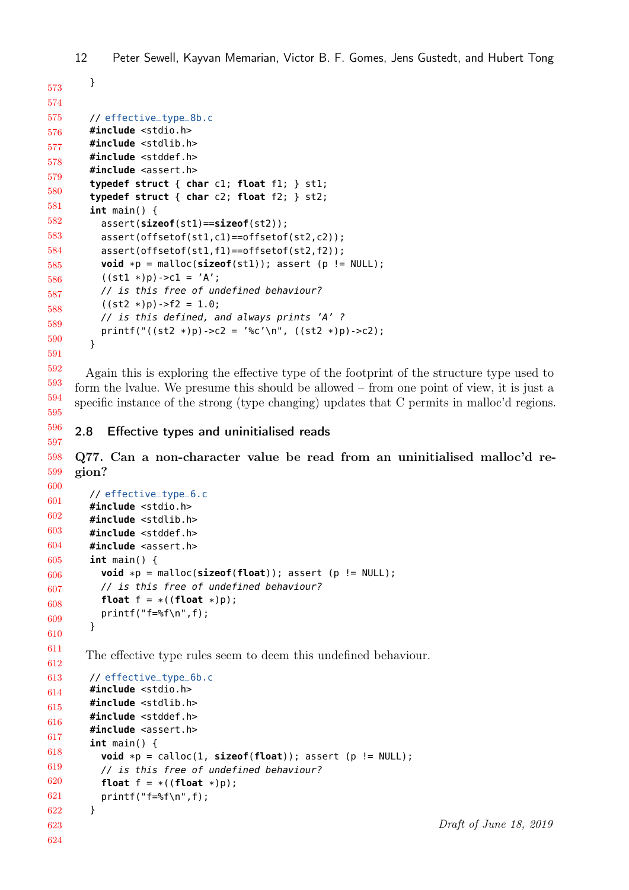```
}
```

```
// effective_type_8b.c
#include <stdio.h>
#include <stdlib.h>
#include <stddef.h>
#include <assert.h>
typedef struct { char c1; float f1; } st1;
typedef struct { char c2; float f2; } st2;
int main() {
  assert(sizeof(st1)==sizeof(st2));
  assert(offsetof(st1,c1)==offsetof(st2,c2));
  assert(offsetof(st1,f1)==offsetof(st2,f2));
  void *p = malloc(sizeof(st1)); assert (p != NULL);
  ((st1 *)p)->c1 = 'A';
  // is this free of undefined behaviour?
  ((st2 *)p)->f2 = 1.0;
  // is this defined, and always prints 'A' ?
  printf("((st2 *)p)->c2 = '%c'\n", ((st2 *)p)->c2);
}
```

Again this is exploring the effective type of the footprint of the structure type used to form the lvalue. We presume this should be allowed – from one point of view, it is just a specific instance of the strong (type changing) updates that C permits in malloc'd regions.

## 2.8 Effective types and uninitialised reads

### Q77. Can a non-character value be read from an uninitialised malloc'd region?

```
// effective_type_6.c
#include <stdio.h>
#include <stdlib.h>
#include <stddef.h>
#include <assert.h>
int main() {
  void *p = malloc(sizeof(float)); assert (p != NULL);
  // is this free of undefined behaviour?
  float f = *((float *)p);
  printf("f=%f\n",f);
}
```

The effective type rules seem to deem this undefined behaviour.

```
// effective_type_6b.c
#include <stdio.h>
#include <stdlib.h>
#include <stddef.h>
#include <assert.h>
int main() {
  void *p = calloc(1, sizeof(float)); assert (p != NULL);
  // is this free of undefined behaviour?
  float f = *((float *)p);
  printf("f=%f\n",f);
}
```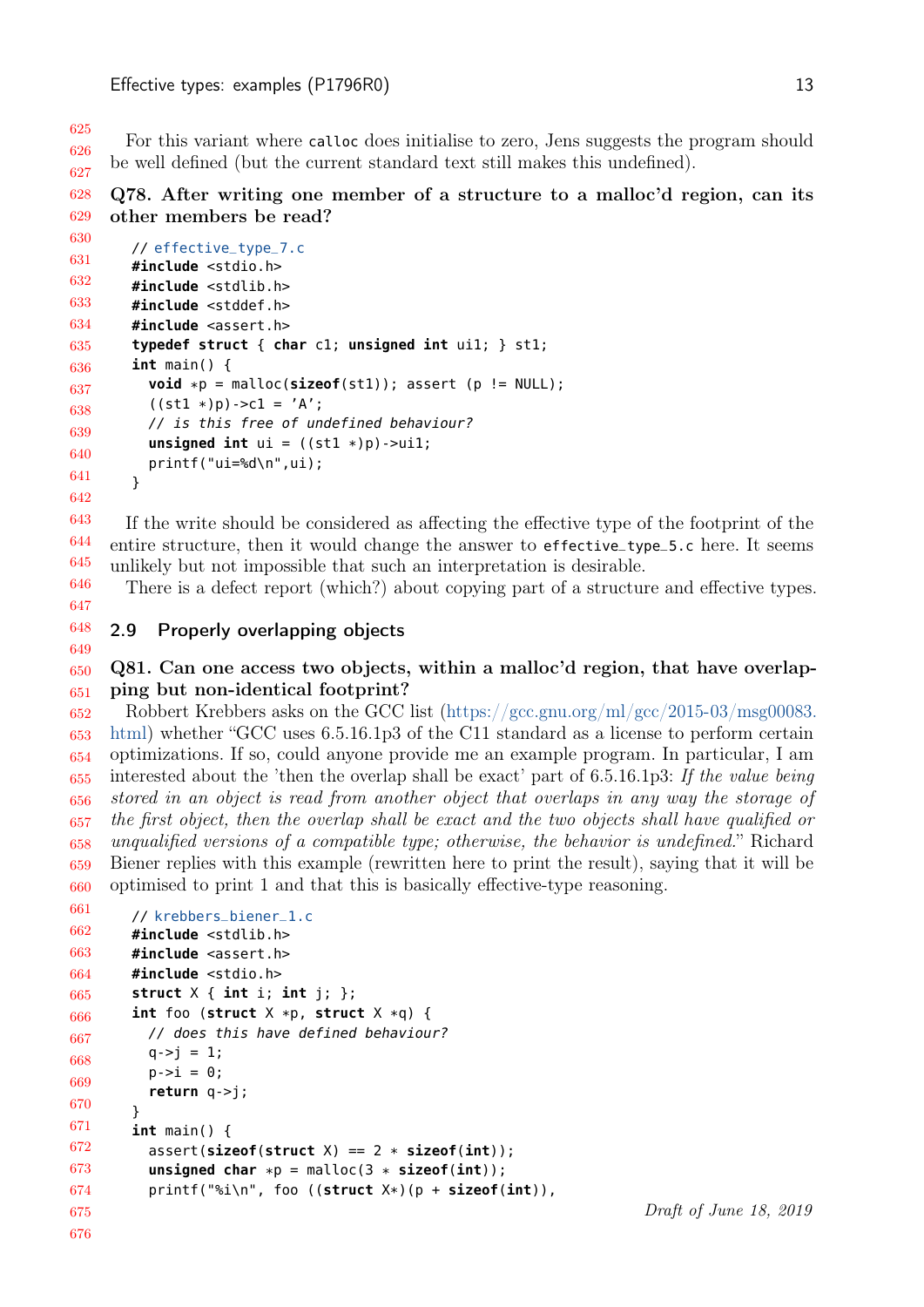For this variant where `calloc` does initialise to zero, Jens suggests the program should be well defined (but the current standard text still makes this undefined).

**Q78. After writing one member of a structure to a malloc'd region, can its other members be read?**

```
// effective_type_7.c
#include <stdio.h>
#include <stdlib.h>
#include <stddef.h>
#include <assert.h>
typedef struct { char c1; unsigned int ui1; } st1;
int main() {
  void *p = malloc(sizeof(st1)); assert (p != NULL);
  ((st1 *)p)->c1 = 'A';
  // is this free of undefined behaviour?
  unsigned int ui = ((st1 *)p)->ui1;
  printf("ui=%d\n",ui);
}
```

If the write should be considered as affecting the effective type of the footprint of the entire structure, then it would change the answer to `effective_type_5.c` here. It seems unlikely but not impossible that such an interpretation is desirable.

There is a defect report (which?) about copying part of a structure and effective types.

## 2.9 Properly overlapping objects

**Q81. Can one access two objects, within a malloc'd region, that have overlapping but non-identical footprint?**

Robbert Krebbers asks on the GCC list (https://gcc.gnu.org/ml/gcc/2015-03/msg00083.html) whether "GCC uses 6.5.16.1p3 of the C11 standard as a license to perform certain optimizations. If so, could anyone provide me an example program. In particular, I am interested about the 'then the overlap shall be exact' part of 6.5.16.1p3: *If the value being stored in an object is read from another object that overlaps in any way the storage of the first object, then the overlap shall be exact and the two objects shall have qualified or unqualified versions of a compatible type; otherwise, the behavior is undefined.*" Richard Biener replies with this example (rewritten here to print the result), saying that it will be optimised to print 1 and that this is basically effective-type reasoning.

```
// krebbers_biener_1.c
#include <stdlib.h>
#include <assert.h>
#include <stdio.h>
struct X { int i; int j; };
int foo (struct X *p, struct X *q) {
  // does this have defined behaviour?
  q->j = 1;
  p->i = 0;
  return q->j;
}
int main() {
  assert(sizeof(struct X) == 2 * sizeof(int));
  unsigned char *p = malloc(3 * sizeof(int));
  printf("%i\n", foo ((struct X*)(p + sizeof(int)),
```

*Draft of June 18, 2019*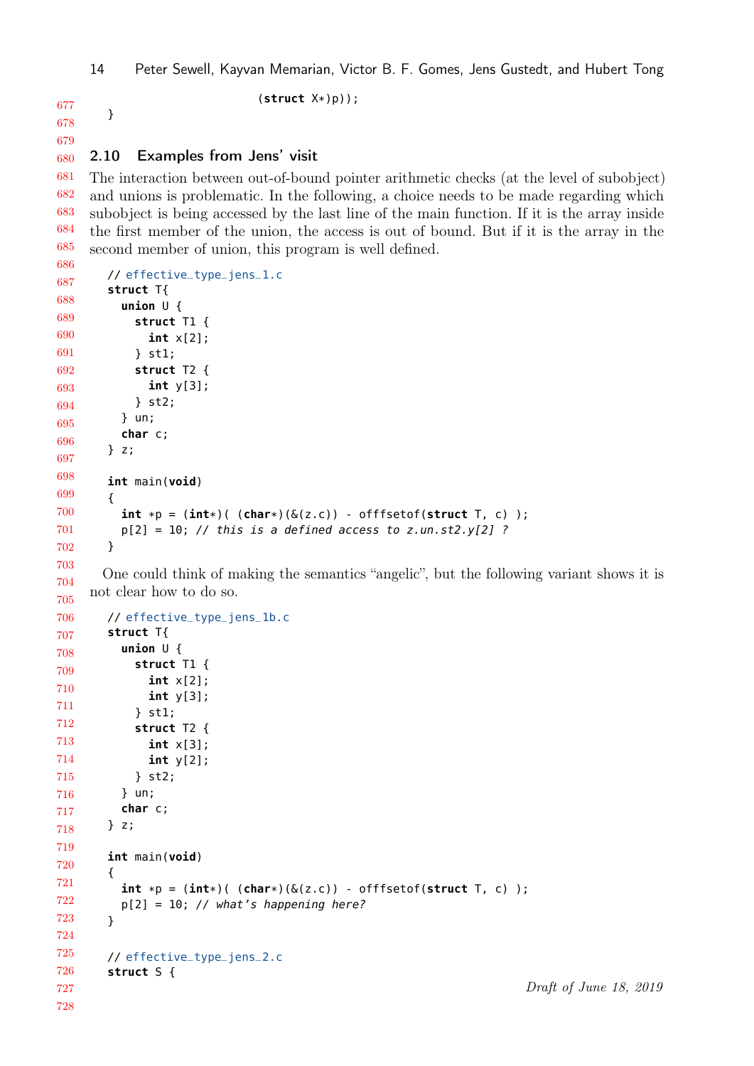```
                        (struct X*)p));
}
```

## 2.10 Examples from Jens' visit

The interaction between out-of-bound pointer arithmetic checks (at the level of subobject) and unions is problematic. In the following, a choice needs to be made regarding which subobject is being accessed by the last line of the main function. If it is the array inside the first member of the union, the access is out of bound. But if it is the array in the second member of union, this program is well defined.

```
// effective_type_jens_1.c
struct T{
  union U {
    struct T1 {
      int x[2];
    } st1;
    struct T2 {
      int y[3];
    } st2;
  } un;
  char c;
} z;

int main(void)
{
  int *p = (int*)( (char*)(&(z.c)) - offfsetof(struct T, c) );
  p[2] = 10; // this is a defined access to z.un.st2.y[2] ?
}
```

One could think of making the semantics "angelic", but the following variant shows it is not clear how to do so.

```
// effective_type_jens_1b.c
struct T{
  union U {
    struct T1 {
      int x[2];
      int y[3];
    } st1;
    struct T2 {
      int x[3];
      int y[2];
    } st2;
  } un;
  char c;
} z;

int main(void)
{
  int *p = (int*)( (char*)(&(z.c)) - offfsetof(struct T, c) );
  p[2] = 10; // what's happening here?
}

// effective_type_jens_2.c
struct S {
```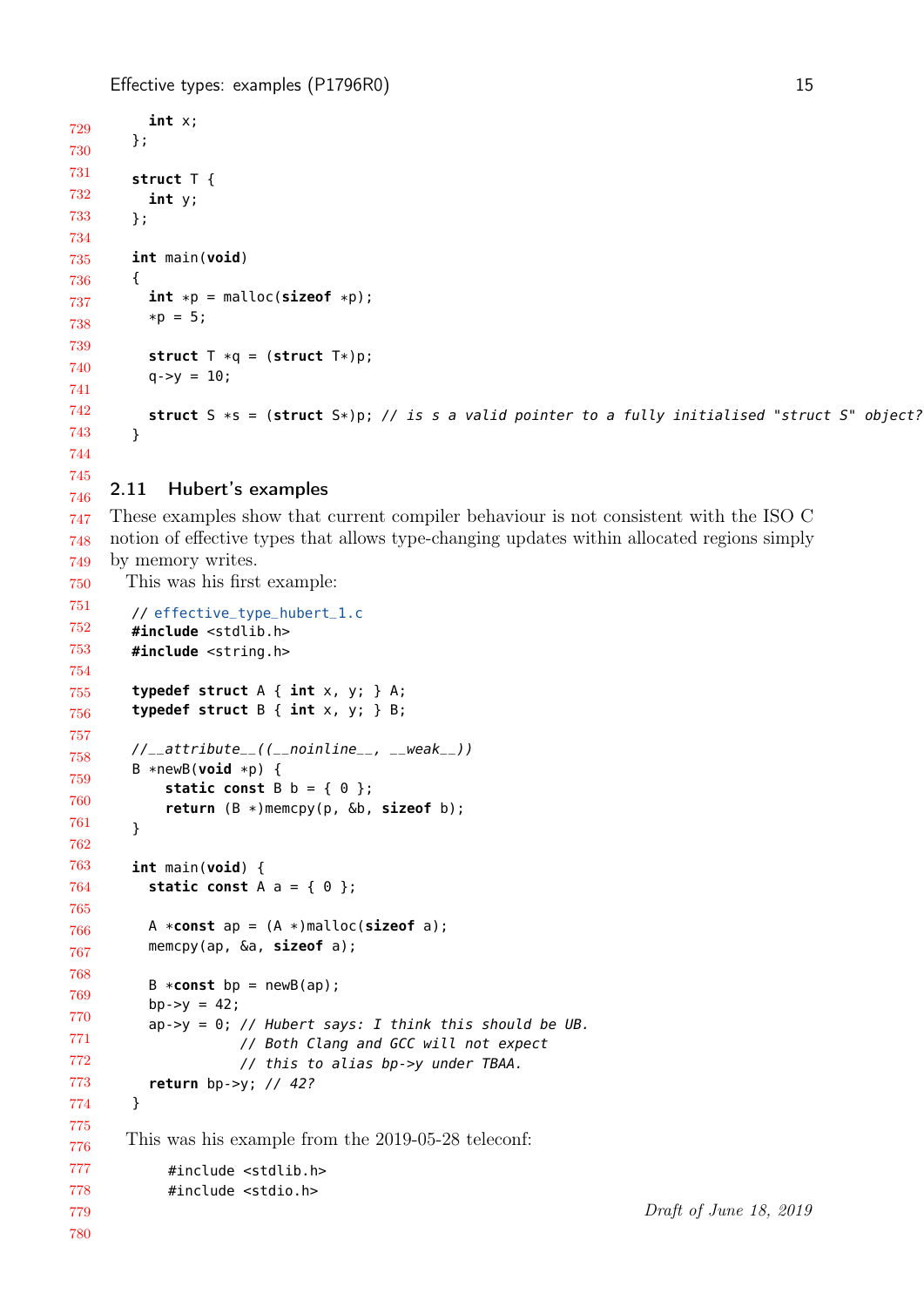```
  int x;
};

struct T {
  int y;
};

int main(void)
{
  int *p = malloc(sizeof *p);
  *p = 5;

  struct T *q = (struct T*)p;
  q->y = 10;

  struct S *s = (struct S*)p; // is s a valid pointer to a fully initialised "struct S" object?
}
```

## 2.11 Hubert's examples

These examples show that current compiler behaviour is not consistent with the ISO C notion of effective types that allows type-changing updates within allocated regions simply by memory writes.

This was his first example:

```
// effective_type_hubert_1.c
#include <stdlib.h>
#include <string.h>

typedef struct A { int x, y; } A;
typedef struct B { int x, y; } B;

//__attribute__((__noinline__, __weak__))
B *newB(void *p) {
    static const B b = { 0 };
    return (B *)memcpy(p, &b, sizeof b);
}

int main(void) {
  static const A a = { 0 };

  A *const ap = (A *)malloc(sizeof a);
  memcpy(ap, &a, sizeof a);

  B *const bp = newB(ap);
  bp->y = 42;
  ap->y = 0; // Hubert says: I think this should be UB.
             // Both Clang and GCC will not expect
             // this to alias bp->y under TBAA.
  return bp->y; // 42?
}
```

This was his example from the 2019-05-28 teleconf:

```
    #include <stdlib.h>
    #include <stdio.h>
```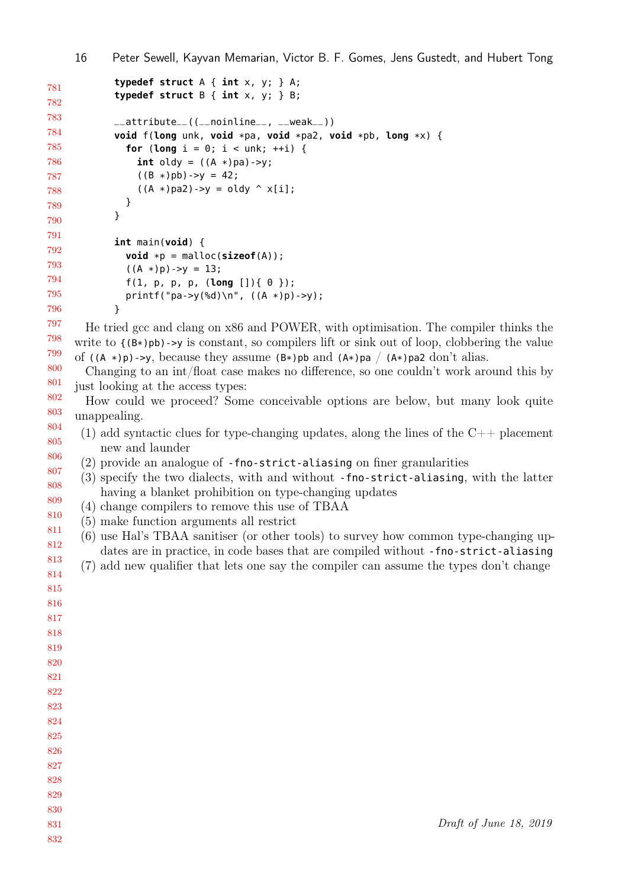```c
typedef struct A { int x, y; } A;
typedef struct B { int x, y; } B;

__attribute__((__noinline__, __weak__))
void f(long unk, void *pa, void *pa2, void *pb, long *x) {
  for (long i = 0; i < unk; ++i) {
    int oldy = ((A *)pa)->y;
    ((B *)pb)->y = 42;
    ((A *)pa2)->y = oldy ^ x[i];
  }
}

int main(void) {
  void *p = malloc(sizeof(A));
  ((A *)p)->y = 13;
  f(1, p, p, p, (long []){ 0 });
  printf("pa->y(%d)\n", ((A *)p)->y);
}
```

He tried gcc and clang on x86 and POWER, with optimisation. The compiler thinks the write to `{(B*)pb)->y` is constant, so compilers lift or sink out of loop, clobbering the value of `((A *)p)->y`, because they assume `(B*)pb` and `(A*)pa` / `(A*)pa2` don't alias.

Changing to an int/float case makes no difference, so one couldn't work around this by just looking at the access types:

How could we proceed? Some conceivable options are below, but many look quite unappealing.

(1) add syntactic clues for type-changing updates, along the lines of the C++ placement new and launder
(2) provide an analogue of `-fno-strict-aliasing` on finer granularities
(3) specify the two dialects, with and without `-fno-strict-aliasing`, with the latter having a blanket prohibition on type-changing updates
(4) change compilers to remove this use of TBAA
(5) make function arguments all restrict
(6) use Hal's TBAA sanitiser (or other tools) to survey how common type-changing updates are in practice, in code bases that are compiled without `-fno-strict-aliasing`
(7) add new qualifier that lets one say the compiler can assume the types don't change